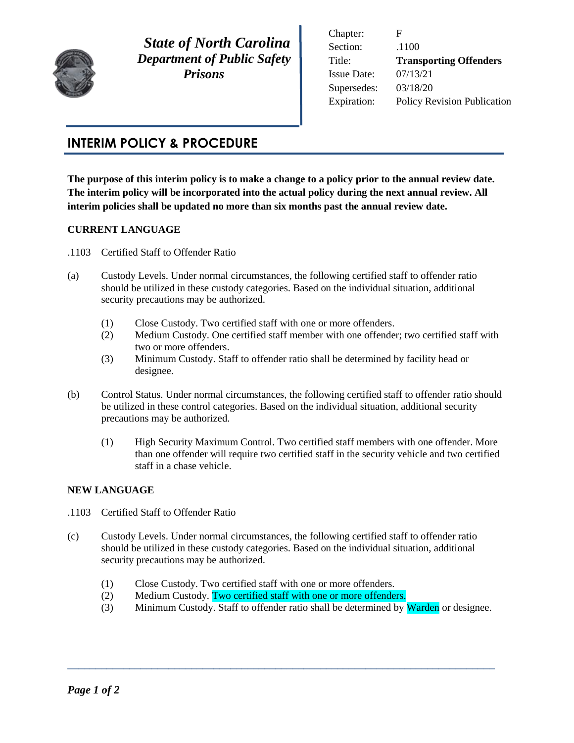**State of North Carolina**
***Department of Public Safety***
***Prisons***

| | |
|---|---|
| Chapter: | F |
| Section: | .1100 |
| Title: | **Transporting Offenders** |
| Issue Date: | 07/13/21 |
| Supersedes: | 03/18/20 |
| Expiration: | Policy Revision Publication |

# INTERIM POLICY & PROCEDURE

**The purpose of this interim policy is to make a change to a policy prior to the annual review date. The interim policy will be incorporated into the actual policy during the next annual review. All interim policies shall be updated no more than six months past the annual review date.**

**CURRENT LANGUAGE**

.1103 Certified Staff to Offender Ratio

(a) Custody Levels. Under normal circumstances, the following certified staff to offender ratio should be utilized in these custody categories. Based on the individual situation, additional security precautions may be authorized.

- (1) Close Custody. Two certified staff with one or more offenders.
- (2) Medium Custody. One certified staff member with one offender; two certified staff with two or more offenders.
- (3) Minimum Custody. Staff to offender ratio shall be determined by facility head or designee.

(b) Control Status. Under normal circumstances, the following certified staff to offender ratio should be utilized in these control categories. Based on the individual situation, additional security precautions may be authorized.

- (1) High Security Maximum Control. Two certified staff members with one offender. More than one offender will require two certified staff in the security vehicle and two certified staff in a chase vehicle.

**NEW LANGUAGE**

.1103 Certified Staff to Offender Ratio

(c) Custody Levels. Under normal circumstances, the following certified staff to offender ratio should be utilized in these custody categories. Based on the individual situation, additional security precautions may be authorized.

- (1) Close Custody. Two certified staff with one or more offenders.
- (2) Medium Custody. Two certified staff with one or more offenders.
- (3) Minimum Custody. Staff to offender ratio shall be determined by Warden or designee.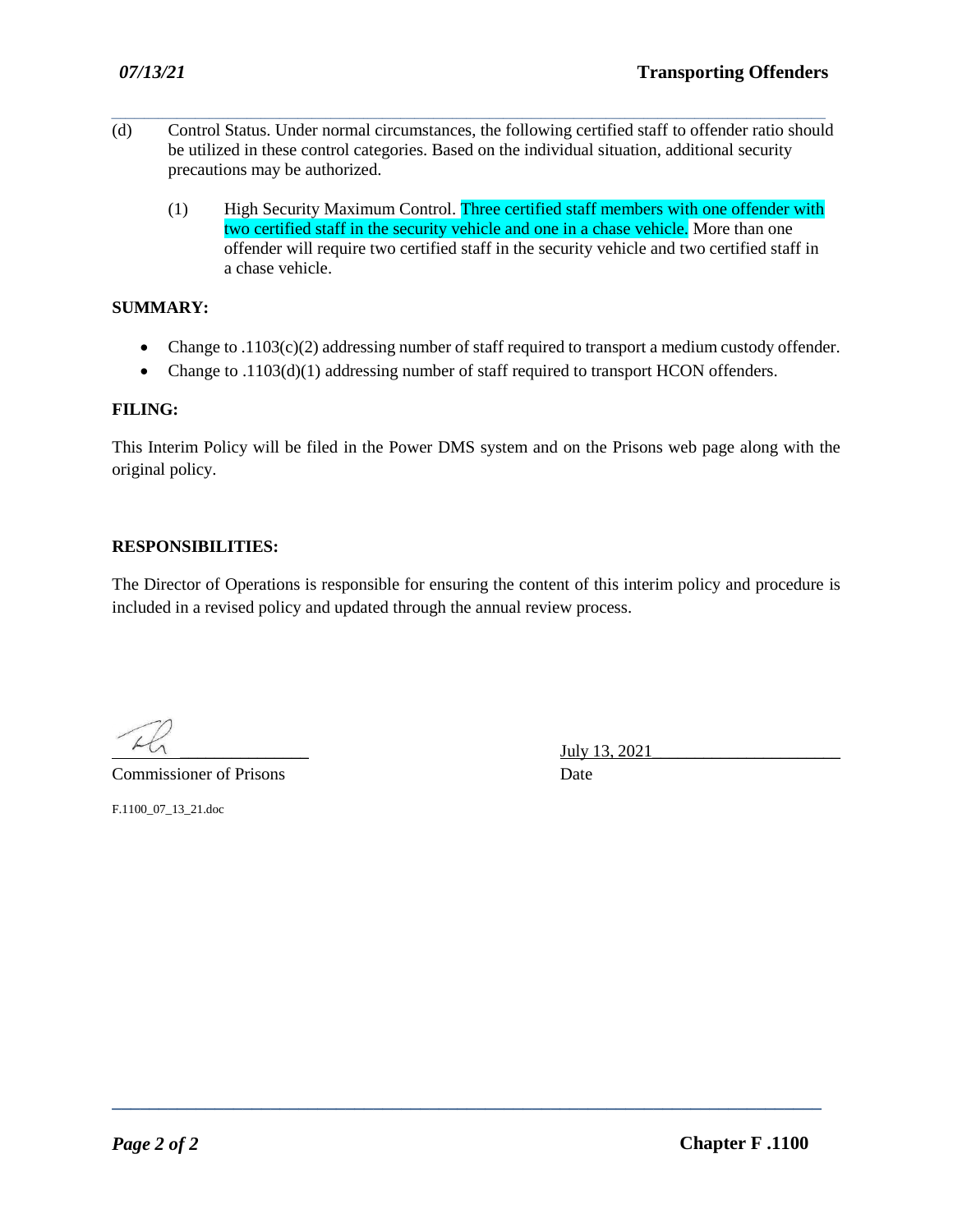(d) Control Status. Under normal circumstances, the following certified staff to offender ratio should be utilized in these control categories. Based on the individual situation, additional security precautions may be authorized.

(1) High Security Maximum Control. Three certified staff members with one offender with two certified staff in the security vehicle and one in a chase vehicle. More than one offender will require two certified staff in the security vehicle and two certified staff in a chase vehicle.

**SUMMARY:**

- Change to .1103(c)(2) addressing number of staff required to transport a medium custody offender.
- Change to .1103(d)(1) addressing number of staff required to transport HCON offenders.

**FILING:**

This Interim Policy will be filed in the Power DMS system and on the Prisons web page along with the original policy.

**RESPONSIBILITIES:**

The Director of Operations is responsible for ensuring the content of this interim policy and procedure is included in a revised policy and updated through the annual review process.

Commissioner of Prisons

July 13, 2021

Date

F.1100_07_13_21.doc